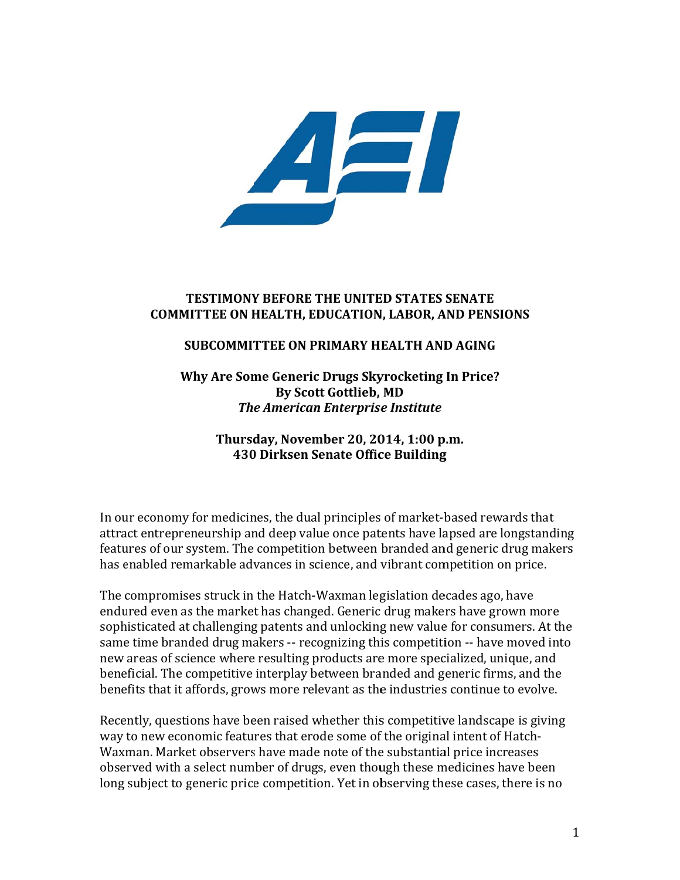**TESTIMONY BEFORE THE UNITED STATES SENATE COMMITTEE ON HEALTH, EDUCATION, LABOR, AND PENSIONS**

**SUBCOMMITTEE ON PRIMARY HEALTH AND AGING**

**Why Are Some Generic Drugs Skyrocketing In Price?**
**By Scott Gottlieb, MD**
***The American Enterprise Institute***

**Thursday, November 20, 2014, 1:00 p.m.**
**430 Dirksen Senate Office Building**

In our economy for medicines, the dual principles of market-based rewards that attract entrepreneurship and deep value once patents have lapsed are longstanding features of our system. The competition between branded and generic drug makers has enabled remarkable advances in science, and vibrant competition on price.

The compromises struck in the Hatch-Waxman legislation decades ago, have endured even as the market has changed. Generic drug makers have grown more sophisticated at challenging patents and unlocking new value for consumers. At the same time branded drug makers -- recognizing this competition -- have moved into new areas of science where resulting products are more specialized, unique, and beneficial. The competitive interplay between branded and generic firms, and the benefits that it affords, grows more relevant as the industries continue to evolve.

Recently, questions have been raised whether this competitive landscape is giving way to new economic features that erode some of the original intent of Hatch-Waxman. Market observers have made note of the substantial price increases observed with a select number of drugs, even though these medicines have been long subject to generic price competition. Yet in observing these cases, there is no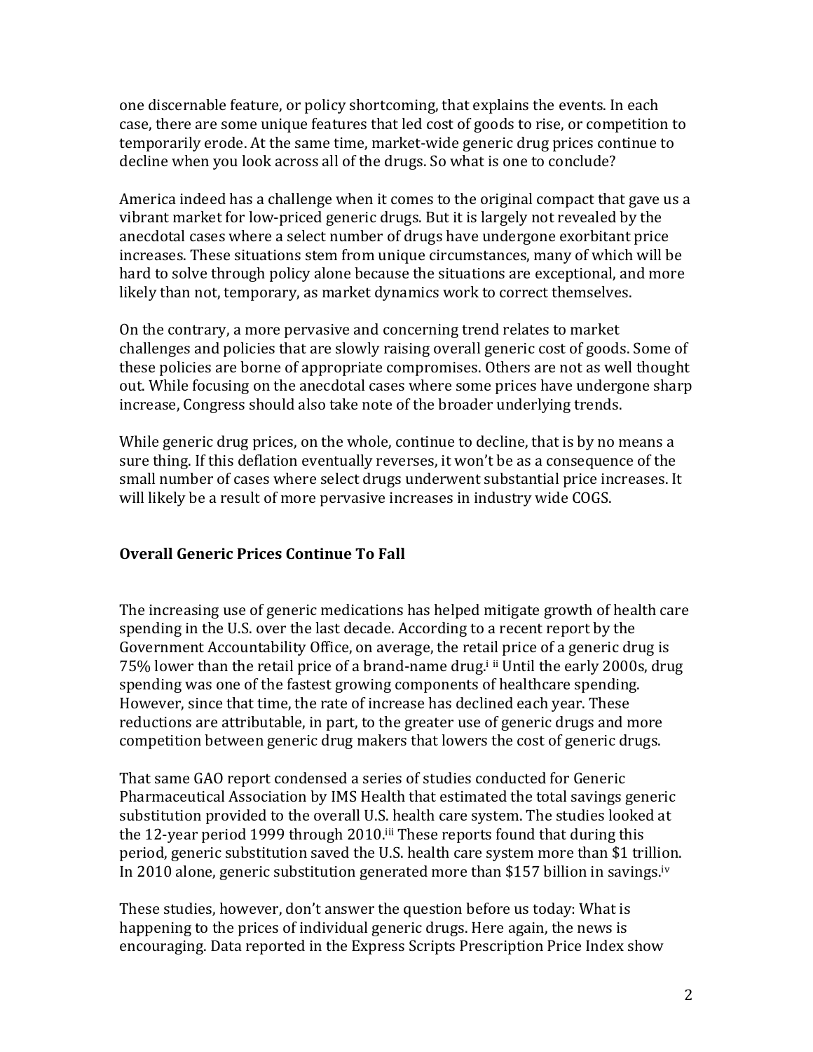one discernable feature, or policy shortcoming, that explains the events. In each case, there are some unique features that led cost of goods to rise, or competition to temporarily erode. At the same time, market-wide generic drug prices continue to decline when you look across all of the drugs. So what is one to conclude?

America indeed has a challenge when it comes to the original compact that gave us a vibrant market for low-priced generic drugs. But it is largely not revealed by the anecdotal cases where a select number of drugs have undergone exorbitant price increases. These situations stem from unique circumstances, many of which will be hard to solve through policy alone because the situations are exceptional, and more likely than not, temporary, as market dynamics work to correct themselves.

On the contrary, a more pervasive and concerning trend relates to market challenges and policies that are slowly raising overall generic cost of goods. Some of these policies are borne of appropriate compromises. Others are not as well thought out. While focusing on the anecdotal cases where some prices have undergone sharp increase, Congress should also take note of the broader underlying trends.

While generic drug prices, on the whole, continue to decline, that is by no means a sure thing. If this deflation eventually reverses, it won't be as a consequence of the small number of cases where select drugs underwent substantial price increases. It will likely be a result of more pervasive increases in industry wide COGS.

**Overall Generic Prices Continue To Fall**

The increasing use of generic medications has helped mitigate growth of health care spending in the U.S. over the last decade. According to a recent report by the Government Accountability Office, on average, the retail price of a generic drug is 75% lower than the retail price of a brand-name drug.[i] [ii] Until the early 2000s, drug spending was one of the fastest growing components of healthcare spending. However, since that time, the rate of increase has declined each year. These reductions are attributable, in part, to the greater use of generic drugs and more competition between generic drug makers that lowers the cost of generic drugs.

That same GAO report condensed a series of studies conducted for Generic Pharmaceutical Association by IMS Health that estimated the total savings generic substitution provided to the overall U.S. health care system. The studies looked at the 12-year period 1999 through 2010.[iii] These reports found that during this period, generic substitution saved the U.S. health care system more than $1 trillion. In 2010 alone, generic substitution generated more than $157 billion in savings.[iv]

These studies, however, don't answer the question before us today: What is happening to the prices of individual generic drugs. Here again, the news is encouraging. Data reported in the Express Scripts Prescription Price Index show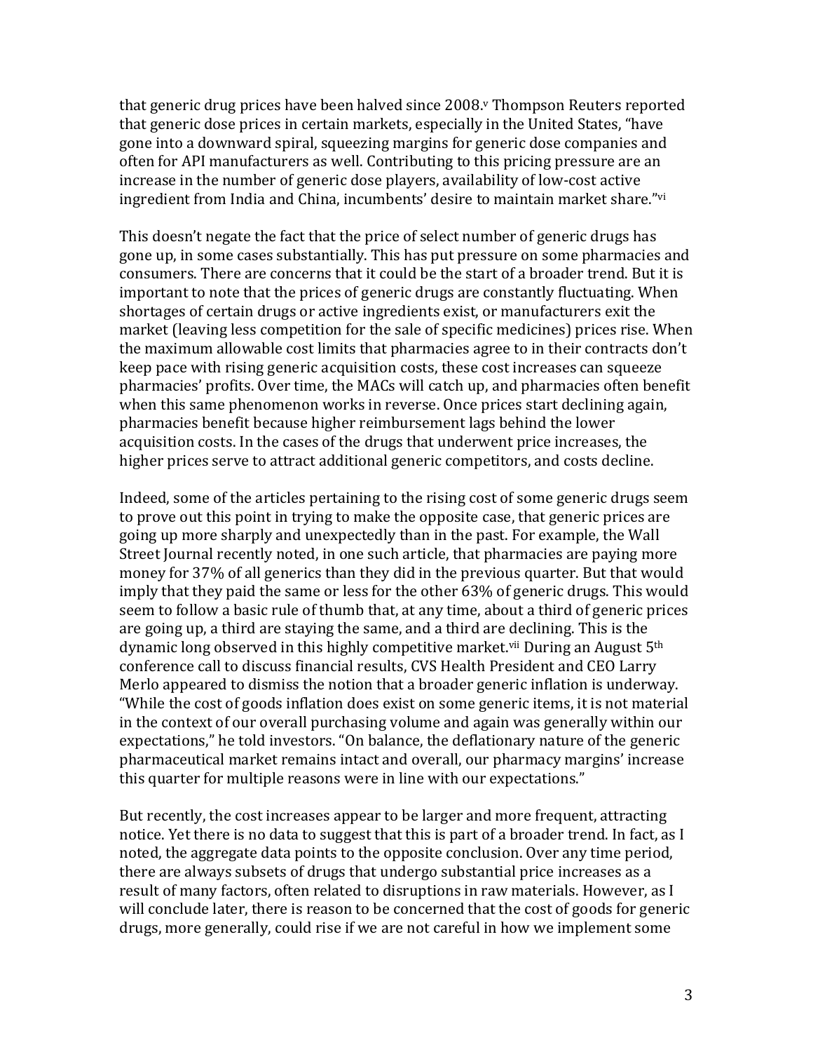that generic drug prices have been halved since 2008.[v] Thompson Reuters reported that generic dose prices in certain markets, especially in the United States, "have gone into a downward spiral, squeezing margins for generic dose companies and often for API manufacturers as well. Contributing to this pricing pressure are an increase in the number of generic dose players, availability of low-cost active ingredient from India and China, incumbents' desire to maintain market share."[vi]

This doesn't negate the fact that the price of select number of generic drugs has gone up, in some cases substantially. This has put pressure on some pharmacies and consumers. There are concerns that it could be the start of a broader trend. But it is important to note that the prices of generic drugs are constantly fluctuating. When shortages of certain drugs or active ingredients exist, or manufacturers exit the market (leaving less competition for the sale of specific medicines) prices rise. When the maximum allowable cost limits that pharmacies agree to in their contracts don't keep pace with rising generic acquisition costs, these cost increases can squeeze pharmacies' profits. Over time, the MACs will catch up, and pharmacies often benefit when this same phenomenon works in reverse. Once prices start declining again, pharmacies benefit because higher reimbursement lags behind the lower acquisition costs. In the cases of the drugs that underwent price increases, the higher prices serve to attract additional generic competitors, and costs decline.

Indeed, some of the articles pertaining to the rising cost of some generic drugs seem to prove out this point in trying to make the opposite case, that generic prices are going up more sharply and unexpectedly than in the past. For example, the Wall Street Journal recently noted, in one such article, that pharmacies are paying more money for 37% of all generics than they did in the previous quarter. But that would imply that they paid the same or less for the other 63% of generic drugs. This would seem to follow a basic rule of thumb that, at any time, about a third of generic prices are going up, a third are staying the same, and a third are declining. This is the dynamic long observed in this highly competitive market.[vii] During an August 5th conference call to discuss financial results, CVS Health President and CEO Larry Merlo appeared to dismiss the notion that a broader generic inflation is underway. "While the cost of goods inflation does exist on some generic items, it is not material in the context of our overall purchasing volume and again was generally within our expectations," he told investors. "On balance, the deflationary nature of the generic pharmaceutical market remains intact and overall, our pharmacy margins' increase this quarter for multiple reasons were in line with our expectations."

But recently, the cost increases appear to be larger and more frequent, attracting notice. Yet there is no data to suggest that this is part of a broader trend. In fact, as I noted, the aggregate data points to the opposite conclusion. Over any time period, there are always subsets of drugs that undergo substantial price increases as a result of many factors, often related to disruptions in raw materials. However, as I will conclude later, there is reason to be concerned that the cost of goods for generic drugs, more generally, could rise if we are not careful in how we implement some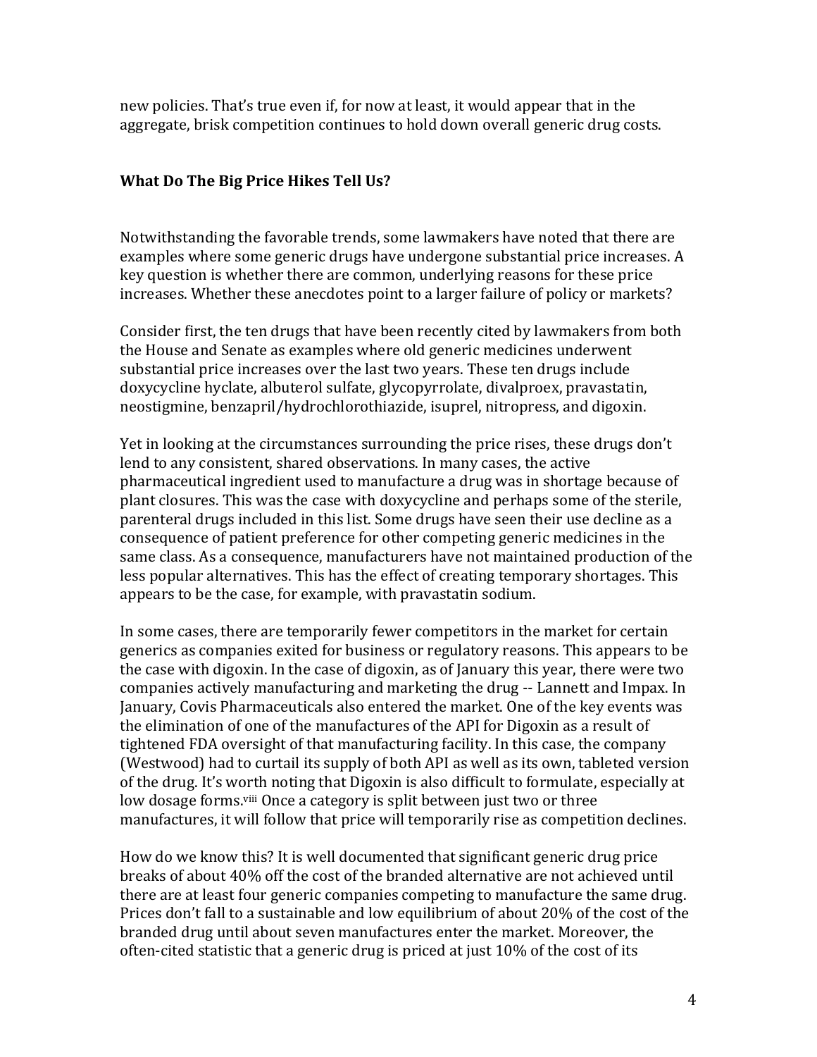new policies. That's true even if, for now at least, it would appear that in the aggregate, brisk competition continues to hold down overall generic drug costs.

## What Do The Big Price Hikes Tell Us?

Notwithstanding the favorable trends, some lawmakers have noted that there are examples where some generic drugs have undergone substantial price increases. A key question is whether there are common, underlying reasons for these price increases. Whether these anecdotes point to a larger failure of policy or markets?

Consider first, the ten drugs that have been recently cited by lawmakers from both the House and Senate as examples where old generic medicines underwent substantial price increases over the last two years. These ten drugs include doxycycline hyclate, albuterol sulfate, glycopyrrolate, divalproex, pravastatin, neostigmine, benzapril/hydrochlorothiazide, isuprel, nitropress, and digoxin.

Yet in looking at the circumstances surrounding the price rises, these drugs don't lend to any consistent, shared observations. In many cases, the active pharmaceutical ingredient used to manufacture a drug was in shortage because of plant closures. This was the case with doxycycline and perhaps some of the sterile, parenteral drugs included in this list. Some drugs have seen their use decline as a consequence of patient preference for other competing generic medicines in the same class. As a consequence, manufacturers have not maintained production of the less popular alternatives. This has the effect of creating temporary shortages. This appears to be the case, for example, with pravastatin sodium.

In some cases, there are temporarily fewer competitors in the market for certain generics as companies exited for business or regulatory reasons. This appears to be the case with digoxin. In the case of digoxin, as of January this year, there were two companies actively manufacturing and marketing the drug -- Lannett and Impax. In January, Covis Pharmaceuticals also entered the market. One of the key events was the elimination of one of the manufactures of the API for Digoxin as a result of tightened FDA oversight of that manufacturing facility. In this case, the company (Westwood) had to curtail its supply of both API as well as its own, tableted version of the drug. It's worth noting that Digoxin is also difficult to formulate, especially at low dosage forms.[viii] Once a category is split between just two or three manufactures, it will follow that price will temporarily rise as competition declines.

How do we know this? It is well documented that significant generic drug price breaks of about 40% off the cost of the branded alternative are not achieved until there are at least four generic companies competing to manufacture the same drug. Prices don't fall to a sustainable and low equilibrium of about 20% of the cost of the branded drug until about seven manufactures enter the market. Moreover, the often-cited statistic that a generic drug is priced at just 10% of the cost of its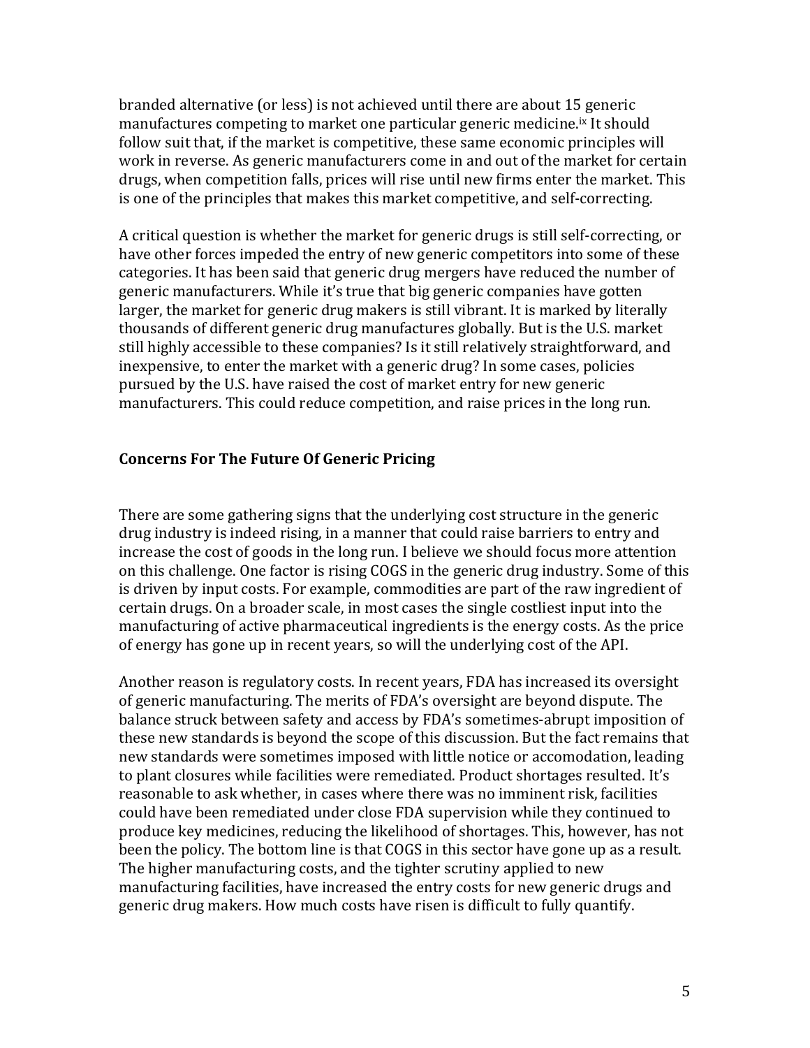branded alternative (or less) is not achieved until there are about 15 generic manufactures competing to market one particular generic medicine.[ix] It should follow suit that, if the market is competitive, these same economic principles will work in reverse. As generic manufacturers come in and out of the market for certain drugs, when competition falls, prices will rise until new firms enter the market. This is one of the principles that makes this market competitive, and self-correcting.

A critical question is whether the market for generic drugs is still self-correcting, or have other forces impeded the entry of new generic competitors into some of these categories. It has been said that generic drug mergers have reduced the number of generic manufacturers. While it's true that big generic companies have gotten larger, the market for generic drug makers is still vibrant. It is marked by literally thousands of different generic drug manufactures globally. But is the U.S. market still highly accessible to these companies? Is it still relatively straightforward, and inexpensive, to enter the market with a generic drug? In some cases, policies pursued by the U.S. have raised the cost of market entry for new generic manufacturers. This could reduce competition, and raise prices in the long run.

## Concerns For The Future Of Generic Pricing

There are some gathering signs that the underlying cost structure in the generic drug industry is indeed rising, in a manner that could raise barriers to entry and increase the cost of goods in the long run. I believe we should focus more attention on this challenge. One factor is rising COGS in the generic drug industry. Some of this is driven by input costs. For example, commodities are part of the raw ingredient of certain drugs. On a broader scale, in most cases the single costliest input into the manufacturing of active pharmaceutical ingredients is the energy costs. As the price of energy has gone up in recent years, so will the underlying cost of the API.

Another reason is regulatory costs. In recent years, FDA has increased its oversight of generic manufacturing. The merits of FDA's oversight are beyond dispute. The balance struck between safety and access by FDA's sometimes-abrupt imposition of these new standards is beyond the scope of this discussion. But the fact remains that new standards were sometimes imposed with little notice or accomodation, leading to plant closures while facilities were remediated. Product shortages resulted. It's reasonable to ask whether, in cases where there was no imminent risk, facilities could have been remediated under close FDA supervision while they continued to produce key medicines, reducing the likelihood of shortages. This, however, has not been the policy. The bottom line is that COGS in this sector have gone up as a result. The higher manufacturing costs, and the tighter scrutiny applied to new manufacturing facilities, have increased the entry costs for new generic drugs and generic drug makers. How much costs have risen is difficult to fully quantify.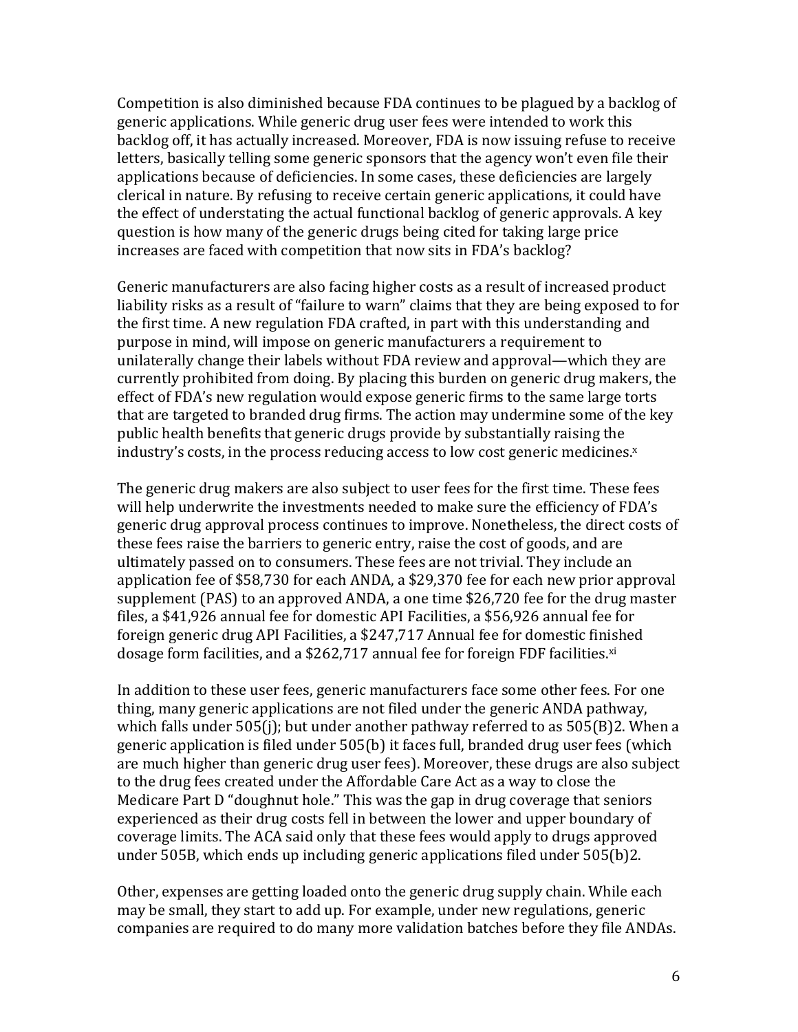Competition is also diminished because FDA continues to be plagued by a backlog of generic applications. While generic drug user fees were intended to work this backlog off, it has actually increased. Moreover, FDA is now issuing refuse to receive letters, basically telling some generic sponsors that the agency won't even file their applications because of deficiencies. In some cases, these deficiencies are largely clerical in nature. By refusing to receive certain generic applications, it could have the effect of understating the actual functional backlog of generic approvals. A key question is how many of the generic drugs being cited for taking large price increases are faced with competition that now sits in FDA's backlog?

Generic manufacturers are also facing higher costs as a result of increased product liability risks as a result of "failure to warn" claims that they are being exposed to for the first time. A new regulation FDA crafted, in part with this understanding and purpose in mind, will impose on generic manufacturers a requirement to unilaterally change their labels without FDA review and approval—which they are currently prohibited from doing. By placing this burden on generic drug makers, the effect of FDA's new regulation would expose generic firms to the same large torts that are targeted to branded drug firms. The action may undermine some of the key public health benefits that generic drugs provide by substantially raising the industry's costs, in the process reducing access to low cost generic medicines.[x]

The generic drug makers are also subject to user fees for the first time. These fees will help underwrite the investments needed to make sure the efficiency of FDA's generic drug approval process continues to improve. Nonetheless, the direct costs of these fees raise the barriers to generic entry, raise the cost of goods, and are ultimately passed on to consumers. These fees are not trivial. They include an application fee of $58,730 for each ANDA, a $29,370 fee for each new prior approval supplement (PAS) to an approved ANDA, a one time $26,720 fee for the drug master files, a $41,926 annual fee for domestic API Facilities, a $56,926 annual fee for foreign generic drug API Facilities, a $247,717 Annual fee for domestic finished dosage form facilities, and a $262,717 annual fee for foreign FDF facilities.[xi]

In addition to these user fees, generic manufacturers face some other fees. For one thing, many generic applications are not filed under the generic ANDA pathway, which falls under 505(j); but under another pathway referred to as 505(B)2. When a generic application is filed under 505(b) it faces full, branded drug user fees (which are much higher than generic drug user fees). Moreover, these drugs are also subject to the drug fees created under the Affordable Care Act as a way to close the Medicare Part D "doughnut hole." This was the gap in drug coverage that seniors experienced as their drug costs fell in between the lower and upper boundary of coverage limits. The ACA said only that these fees would apply to drugs approved under 505B, which ends up including generic applications filed under 505(b)2.

Other, expenses are getting loaded onto the generic drug supply chain. While each may be small, they start to add up. For example, under new regulations, generic companies are required to do many more validation batches before they file ANDAs.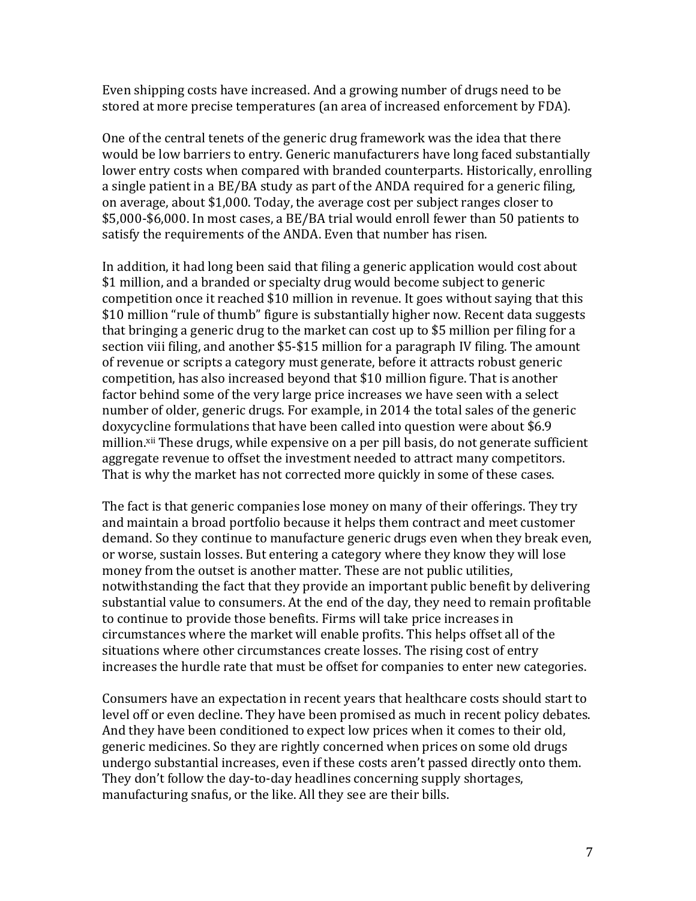Even shipping costs have increased. And a growing number of drugs need to be stored at more precise temperatures (an area of increased enforcement by FDA).

One of the central tenets of the generic drug framework was the idea that there would be low barriers to entry. Generic manufacturers have long faced substantially lower entry costs when compared with branded counterparts. Historically, enrolling a single patient in a BE/BA study as part of the ANDA required for a generic filing, on average, about $1,000. Today, the average cost per subject ranges closer to $5,000-$6,000. In most cases, a BE/BA trial would enroll fewer than 50 patients to satisfy the requirements of the ANDA. Even that number has risen.

In addition, it had long been said that filing a generic application would cost about $1 million, and a branded or specialty drug would become subject to generic competition once it reached $10 million in revenue. It goes without saying that this $10 million "rule of thumb" figure is substantially higher now. Recent data suggests that bringing a generic drug to the market can cost up to $5 million per filing for a section viii filing, and another $5-$15 million for a paragraph IV filing. The amount of revenue or scripts a category must generate, before it attracts robust generic competition, has also increased beyond that $10 million figure. That is another factor behind some of the very large price increases we have seen with a select number of older, generic drugs. For example, in 2014 the total sales of the generic doxycycline formulations that have been called into question were about $6.9 million.[xii] These drugs, while expensive on a per pill basis, do not generate sufficient aggregate revenue to offset the investment needed to attract many competitors. That is why the market has not corrected more quickly in some of these cases.

The fact is that generic companies lose money on many of their offerings. They try and maintain a broad portfolio because it helps them contract and meet customer demand. So they continue to manufacture generic drugs even when they break even, or worse, sustain losses. But entering a category where they know they will lose money from the outset is another matter. These are not public utilities, notwithstanding the fact that they provide an important public benefit by delivering substantial value to consumers. At the end of the day, they need to remain profitable to continue to provide those benefits. Firms will take price increases in circumstances where the market will enable profits. This helps offset all of the situations where other circumstances create losses. The rising cost of entry increases the hurdle rate that must be offset for companies to enter new categories.

Consumers have an expectation in recent years that healthcare costs should start to level off or even decline. They have been promised as much in recent policy debates. And they have been conditioned to expect low prices when it comes to their old, generic medicines. So they are rightly concerned when prices on some old drugs undergo substantial increases, even if these costs aren't passed directly onto them. They don't follow the day-to-day headlines concerning supply shortages, manufacturing snafus, or the like. All they see are their bills.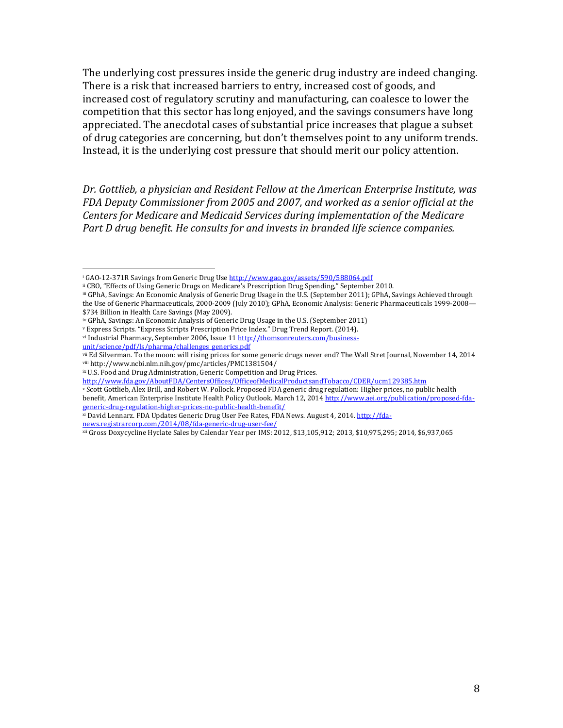The underlying cost pressures inside the generic drug industry are indeed changing. There is a risk that increased barriers to entry, increased cost of goods, and increased cost of regulatory scrutiny and manufacturing, can coalesce to lower the competition that this sector has long enjoyed, and the savings consumers have long appreciated. The anecdotal cases of substantial price increases that plague a subset of drug categories are concerning, but don't themselves point to any uniform trends. Instead, it is the underlying cost pressure that should merit our policy attention.

*Dr. Gottlieb, a physician and Resident Fellow at the American Enterprise Institute, was FDA Deputy Commissioner from 2005 and 2007, and worked as a senior official at the Centers for Medicare and Medicaid Services during implementation of the Medicare Part D drug benefit. He consults for and invests in branded life science companies.*

---

[i] GAO-12-371R Savings from Generic Drug Use http://www.gao.gov/assets/590/588064.pdf

[ii] CBO, "Effects of Using Generic Drugs on Medicare's Prescription Drug Spending," September 2010.

[iii] GPhA, Savings: An Economic Analysis of Generic Drug Usage in the U.S. (September 2011); GPhA, Savings Achieved through the Use of Generic Pharmaceuticals, 2000-2009 (July 2010); GPhA, Economic Analysis: Generic Pharmaceuticals 1999-2008—$734 Billion in Health Care Savings (May 2009).

[iv] GPhA, Savings: An Economic Analysis of Generic Drug Usage in the U.S. (September 2011)

[v] Express Scripts. "Express Scripts Prescription Price Index." Drug Trend Report. (2014).

[vi] Industrial Pharmacy, September 2006, Issue 11 http://thomsonreuters.com/business-unit/science/pdf/ls/pharma/challenges_generics.pdf

[vii] Ed Silverman. To the moon: will rising prices for some generic drugs never end? The Wall Stret Journal, November 14, 2014

[viii] http://www.ncbi.nlm.nih.gov/pmc/articles/PMC1381504/

[ix] U.S. Food and Drug Administration, Generic Competition and Drug Prices. http://www.fda.gov/AboutFDA/CentersOffices/OfficeofMedicalProductsandTobacco/CDER/ucm129385.htm

[x] Scott Gottlieb, Alex Brill, and Robert W. Pollock. Proposed FDA generic drug regulation: Higher prices, no public health benefit, American Enterprise Institute Health Policy Outlook. March 12, 2014 http://www.aei.org/publication/proposed-fda-generic-drug-regulation-higher-prices-no-public-health-benefit/

[xi] David Lennarz. FDA Updates Generic Drug User Fee Rates, FDA News. August 4, 2014. http://fda-news.registrarcorp.com/2014/08/fda-generic-drug-user-fee/

[xii] Gross Doxycycline Hyclate Sales by Calendar Year per IMS: 2012, $13,105,912; 2013, $10,975,295; 2014, $6,937,065